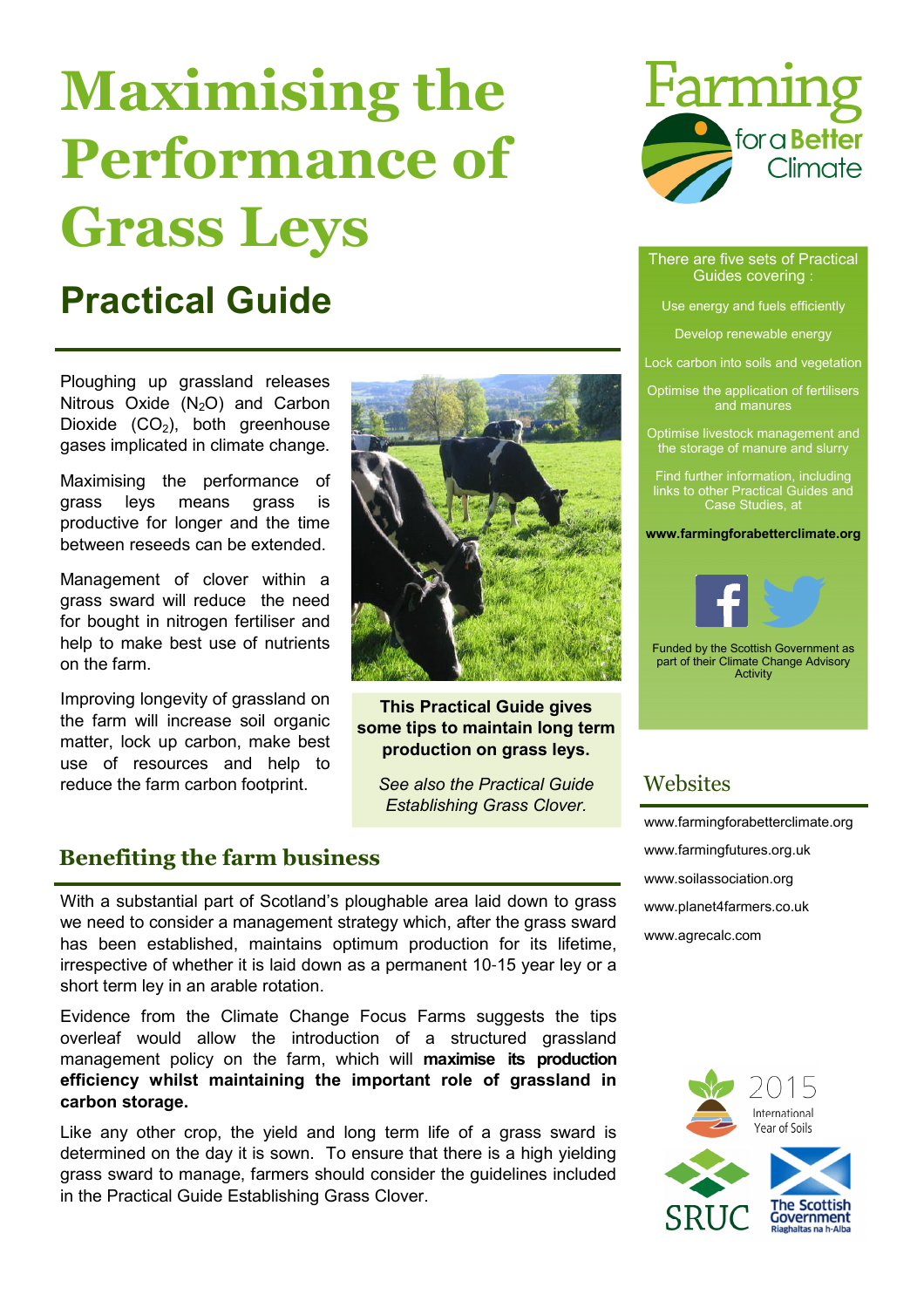# Maximising the Performance of Grass Leys

## Practical Guide

Ploughing up grassland releases Nitrous Oxide ($N_2O$) and Carbon Dioxide ($CO_2$), both greenhouse gases implicated in climate change.

Maximising the performance of grass leys means grass is productive for longer and the time between reseeds can be extended.

Management of clover within a grass sward will reduce the need for bought in nitrogen fertiliser and help to make best use of nutrients on the farm.

Improving longevity of grassland on the farm will increase soil organic matter, lock up carbon, make best use of resources and help to reduce the farm carbon footprint.

**This Practical Guide gives some tips to maintain long term production on grass leys.**

*See also the Practical Guide Establishing Grass Clover.*

## Benefiting the farm business

With a substantial part of Scotland's ploughable area laid down to grass we need to consider a management strategy which, after the grass sward has been established, maintains optimum production for its lifetime, irrespective of whether it is laid down as a permanent 10-15 year ley or a short term ley in an arable rotation.

Evidence from the Climate Change Focus Farms suggests the tips overleaf would allow the introduction of a structured grassland management policy on the farm, which will **maximise its production efficiency whilst maintaining the important role of grassland in carbon storage.**

Like any other crop, the yield and long term life of a grass sward is determined on the day it is sown. To ensure that there is a high yielding grass sward to manage, farmers should consider the guidelines included in the Practical Guide Establishing Grass Clover.

Farming for a Better Climate

There are five sets of Practical Guides covering :

- Use energy and fuels efficiently
- Develop renewable energy
- Lock carbon into soils and vegetation
- Optimise the application of fertilisers and manures
- Optimise livestock management and the storage of manure and slurry

Find further information, including links to other Practical Guides and Case Studies, at

**www.farmingforabetterclimate.org**

Funded by the Scottish Government as part of their Climate Change Advisory Activity

## Websites

www.farmingforabetterclimate.org

www.farmingfutures.org.uk

www.soilassociation.org

www.planet4farmers.co.uk

www.agrecalc.com

2015 International Year of Soils

SRUC

The Scottish Government
Riaghaltas na h-Alba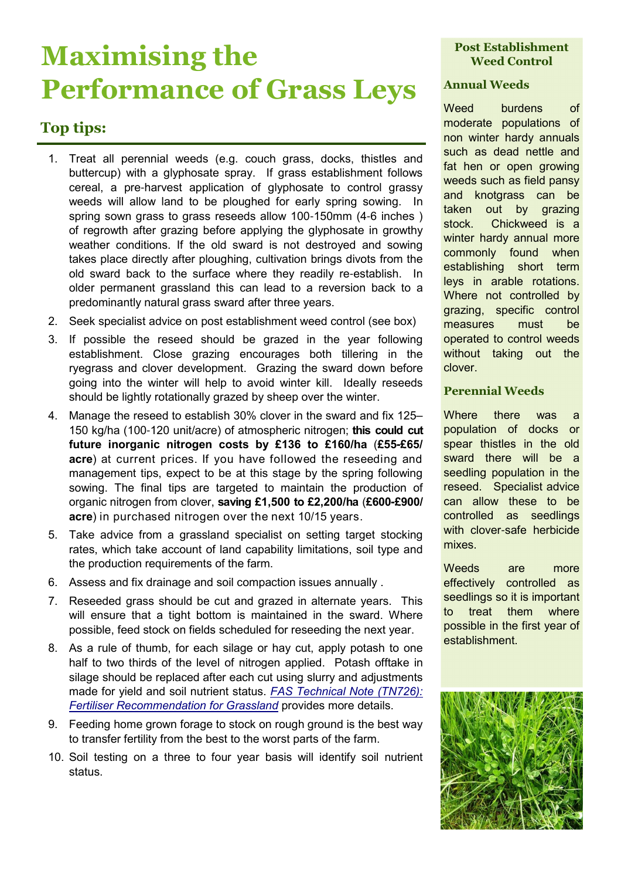# Maximising the Performance of Grass Leys

## Top tips:

1. Treat all perennial weeds (e.g. couch grass, docks, thistles and buttercup) with a glyphosate spray. If grass establishment follows cereal, a pre-harvest application of glyphosate to control grassy weeds will allow land to be ploughed for early spring sowing. In spring sown grass to grass reseeds allow 100-150mm (4-6 inches ) of regrowth after grazing before applying the glyphosate in growthy weather conditions. If the old sward is not destroyed and sowing takes place directly after ploughing, cultivation brings divots from the old sward back to the surface where they readily re-establish. In older permanent grassland this can lead to a reversion back to a predominantly natural grass sward after three years.
2. Seek specialist advice on post establishment weed control (see box)
3. If possible the reseed should be grazed in the year following establishment. Close grazing encourages both tillering in the ryegrass and clover development. Grazing the sward down before going into the winter will help to avoid winter kill. Ideally reseeds should be lightly rotationally grazed by sheep over the winter.
4. Manage the reseed to establish 30% clover in the sward and fix 125–150 kg/ha (100-120 unit/acre) of atmospheric nitrogen; **this could cut future inorganic nitrogen costs by £136 to £160/ha** (**£55-£65/ acre**) at current prices. If you have followed the reseeding and management tips, expect to be at this stage by the spring following sowing. The final tips are targeted to maintain the production of organic nitrogen from clover, **saving £1,500 to £2,200/ha** (**£600-£900/ acre**) in purchased nitrogen over the next 10/15 years.
5. Take advice from a grassland specialist on setting target stocking rates, which take account of land capability limitations, soil type and the production requirements of the farm.
6. Assess and fix drainage and soil compaction issues annually .
7. Reseeded grass should be cut and grazed in alternate years. This will ensure that a tight bottom is maintained in the sward. Where possible, feed stock on fields scheduled for reseeding the next year.
8. As a rule of thumb, for each silage or hay cut, apply potash to one half to two thirds of the level of nitrogen applied. Potash offtake in silage should be replaced after each cut using slurry and adjustments made for yield and soil nutrient status. *FAS Technical Note (TN726): Fertiliser Recommendation for Grassland* provides more details.
9. Feeding home grown forage to stock on rough ground is the best way to transfer fertility from the best to the worst parts of the farm.
10. Soil testing on a three to four year basis will identify soil nutrient status.

## Post Establishment Weed Control

### Annual Weeds

Weed burdens of moderate populations of non winter hardy annuals such as dead nettle and fat hen or open growing weeds such as field pansy and knotgrass can be taken out by grazing stock. Chickweed is a winter hardy annual more commonly found when establishing short term leys in arable rotations. Where not controlled by grazing, specific control measures must be operated to control weeds without taking out the clover.

### Perennial Weeds

Where there was a population of docks or spear thistles in the old sward there will be a seedling population in the reseed. Specialist advice can allow these to be controlled as seedlings with clover-safe herbicide mixes.

Weeds are more effectively controlled as seedlings so it is important to treat them where possible in the first year of establishment.